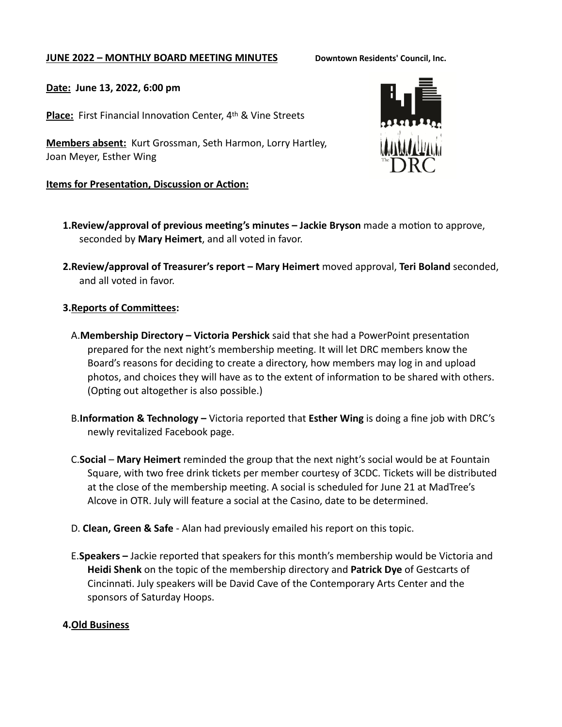**JUNE 2022 – MONTHLY BOARD MEETING MINUTES** **Downtown Residents' Council, Inc.**

**Date: June 13, 2022, 6:00 pm**

**Place:** First Financial Innovation Center, 4th & Vine Streets

**Members absent:** Kurt Grossman, Seth Harmon, Lorry Hartley, Joan Meyer, Esther Wing

**Items for Presentation, Discussion or Action:**

1. **Review/approval of previous meeting's minutes – Jackie Bryson** made a motion to approve, seconded by **Mary Heimert**, and all voted in favor.

2. **Review/approval of Treasurer's report – Mary Heimert** moved approval, **Teri Boland** seconded, and all voted in favor.

3. **Reports of Committees:**

   A. **Membership Directory – Victoria Pershick** said that she had a PowerPoint presentation prepared for the next night's membership meeting. It will let DRC members know the Board's reasons for deciding to create a directory, how members may log in and upload photos, and choices they will have as to the extent of information to be shared with others. (Opting out altogether is also possible.)

   B. **Information & Technology –** Victoria reported that **Esther Wing** is doing a fine job with DRC's newly revitalized Facebook page.

   C. **Social** – **Mary Heimert** reminded the group that the next night's social would be at Fountain Square, with two free drink tickets per member courtesy of 3CDC. Tickets will be distributed at the close of the membership meeting. A social is scheduled for June 21 at MadTree's Alcove in OTR. July will feature a social at the Casino, date to be determined.

   D. **Clean, Green & Safe** - Alan had previously emailed his report on this topic.

   E. **Speakers –** Jackie reported that speakers for this month's membership would be Victoria and **Heidi Shenk** on the topic of the membership directory and **Patrick Dye** of Gestcarts of Cincinnati. July speakers will be David Cave of the Contemporary Arts Center and the sponsors of Saturday Hoops.

4. **Old Business**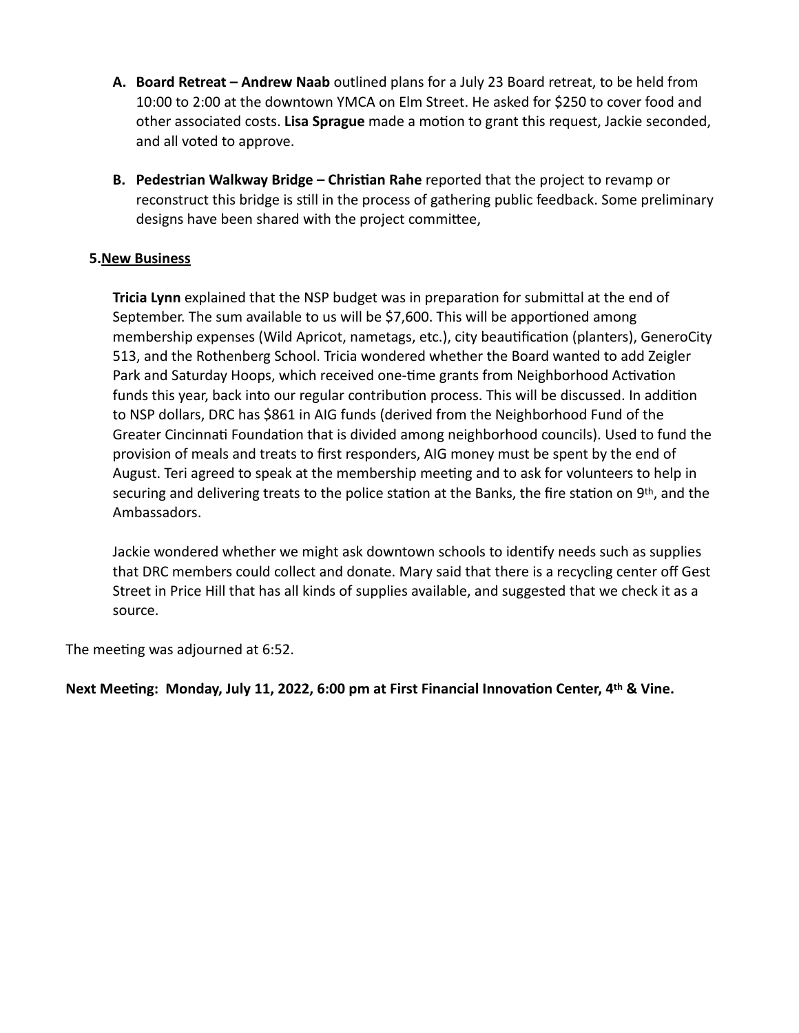**A. Board Retreat – Andrew Naab** outlined plans for a July 23 Board retreat, to be held from 10:00 to 2:00 at the downtown YMCA on Elm Street. He asked for $250 to cover food and other associated costs. **Lisa Sprague** made a motion to grant this request, Jackie seconded, and all voted to approve.

**B. Pedestrian Walkway Bridge – Christian Rahe** reported that the project to revamp or reconstruct this bridge is still in the process of gathering public feedback. Some preliminary designs have been shared with the project committee,

**5. New Business**

**Tricia Lynn** explained that the NSP budget was in preparation for submittal at the end of September. The sum available to us will be $7,600. This will be apportioned among membership expenses (Wild Apricot, nametags, etc.), city beautification (planters), GeneroCity 513, and the Rothenberg School. Tricia wondered whether the Board wanted to add Zeigler Park and Saturday Hoops, which received one-time grants from Neighborhood Activation funds this year, back into our regular contribution process. This will be discussed. In addition to NSP dollars, DRC has $861 in AIG funds (derived from the Neighborhood Fund of the Greater Cincinnati Foundation that is divided among neighborhood councils). Used to fund the provision of meals and treats to first responders, AIG money must be spent by the end of August. Teri agreed to speak at the membership meeting and to ask for volunteers to help in securing and delivering treats to the police station at the Banks, the fire station on 9th, and the Ambassadors.

Jackie wondered whether we might ask downtown schools to identify needs such as supplies that DRC members could collect and donate. Mary said that there is a recycling center off Gest Street in Price Hill that has all kinds of supplies available, and suggested that we check it as a source.

The meeting was adjourned at 6:52.

**Next Meeting: Monday, July 11, 2022, 6:00 pm at First Financial Innovation Center, 4th & Vine.**